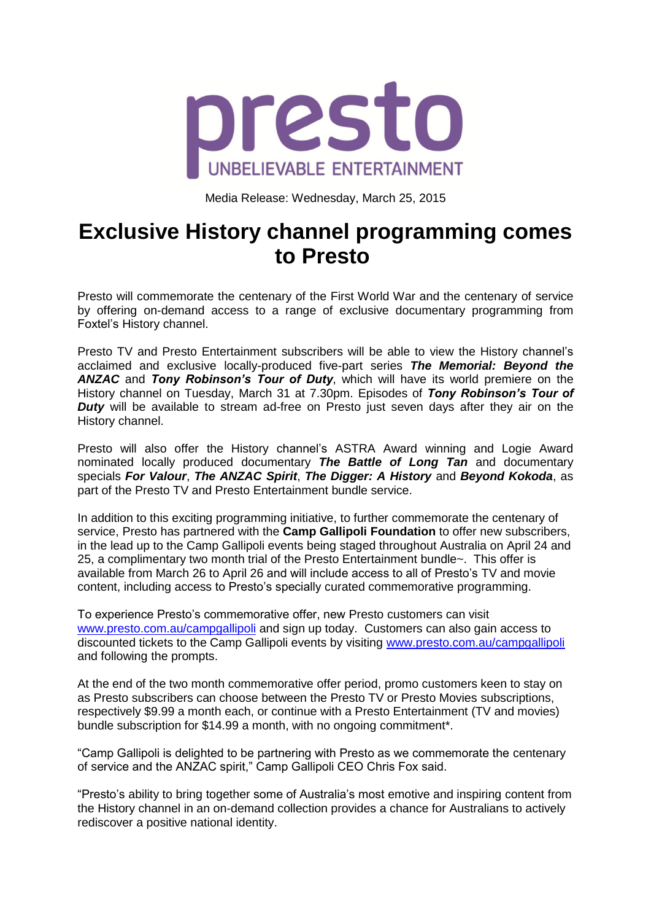presto

UNBELIEVABLE ENTERTAINMENT

Media Release: Wednesday, March 25, 2015

# Exclusive History channel programming comes to Presto

Presto will commemorate the centenary of the First World War and the centenary of service by offering on-demand access to a range of exclusive documentary programming from Foxtel's History channel.

Presto TV and Presto Entertainment subscribers will be able to view the History channel's acclaimed and exclusive locally-produced five-part series ***The Memorial: Beyond the ANZAC*** and ***Tony Robinson's Tour of Duty***, which will have its world premiere on the History channel on Tuesday, March 31 at 7.30pm. Episodes of ***Tony Robinson's Tour of Duty*** will be available to stream ad-free on Presto just seven days after they air on the History channel.

Presto will also offer the History channel's ASTRA Award winning and Logie Award nominated locally produced documentary ***The Battle of Long Tan*** and documentary specials ***For Valour***, ***The ANZAC Spirit***, ***The Digger: A History*** and ***Beyond Kokoda***, as part of the Presto TV and Presto Entertainment bundle service.

In addition to this exciting programming initiative, to further commemorate the centenary of service, Presto has partnered with the **Camp Gallipoli Foundation** to offer new subscribers, in the lead up to the Camp Gallipoli events being staged throughout Australia on April 24 and 25, a complimentary two month trial of the Presto Entertainment bundle~. This offer is available from March 26 to April 26 and will include access to all of Presto's TV and movie content, including access to Presto's specially curated commemorative programming.

To experience Presto's commemorative offer, new Presto customers can visit [www.presto.com.au/campgallipoli](www.presto.com.au/campgallipoli) and sign up today. Customers can also gain access to discounted tickets to the Camp Gallipoli events by visiting [www.presto.com.au/campgallipoli](www.presto.com.au/campgallipoli) and following the prompts.

At the end of the two month commemorative offer period, promo customers keen to stay on as Presto subscribers can choose between the Presto TV or Presto Movies subscriptions, respectively $9.99 a month each, or continue with a Presto Entertainment (TV and movies) bundle subscription for $14.99 a month, with no ongoing commitment*.

"Camp Gallipoli is delighted to be partnering with Presto as we commemorate the centenary of service and the ANZAC spirit," Camp Gallipoli CEO Chris Fox said.

"Presto's ability to bring together some of Australia's most emotive and inspiring content from the History channel in an on-demand collection provides a chance for Australians to actively rediscover a positive national identity.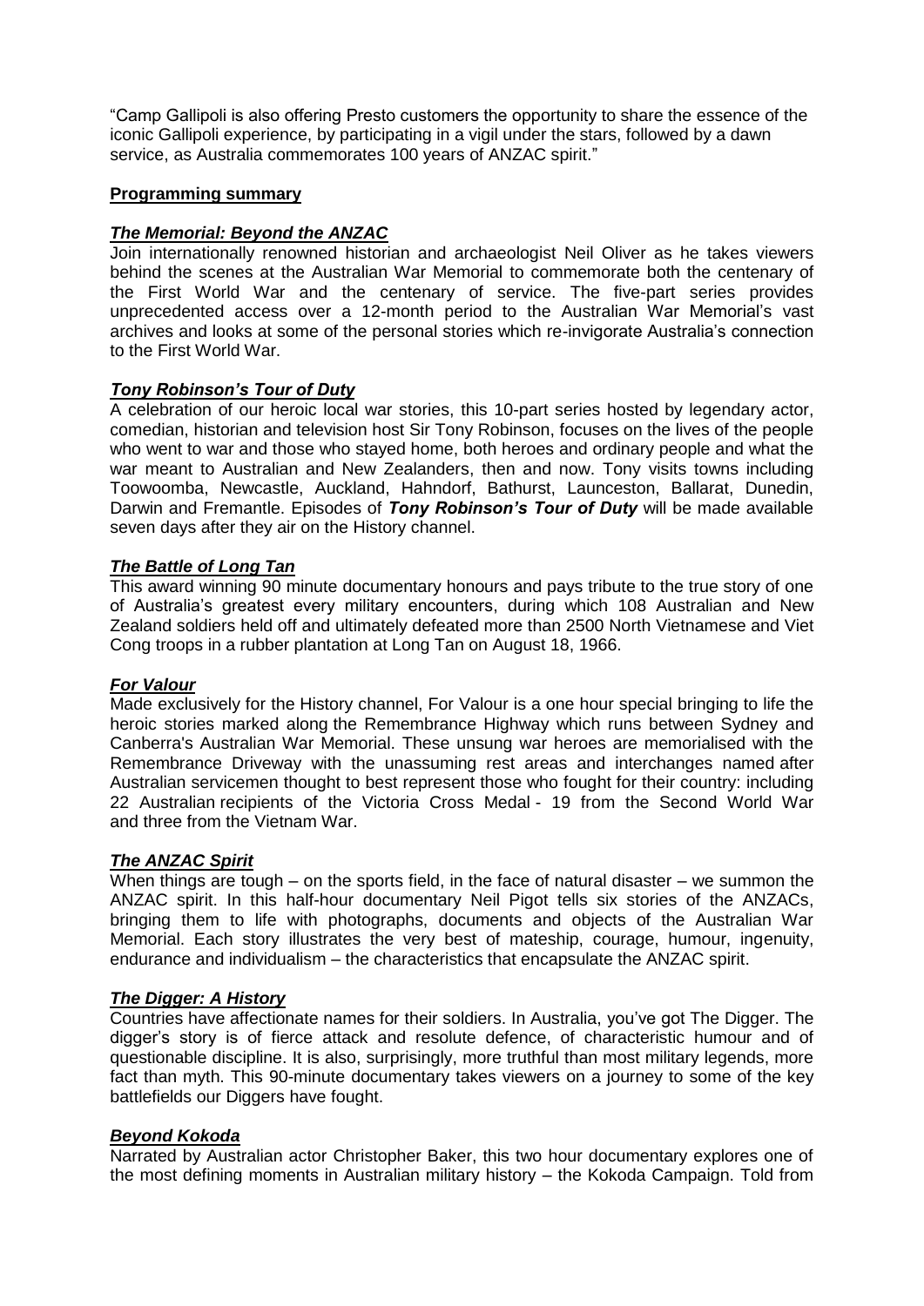"Camp Gallipoli is also offering Presto customers the opportunity to share the essence of the iconic Gallipoli experience, by participating in a vigil under the stars, followed by a dawn service, as Australia commemorates 100 years of ANZAC spirit."

**Programming summary**

***The Memorial: Beyond the ANZAC***

Join internationally renowned historian and archaeologist Neil Oliver as he takes viewers behind the scenes at the Australian War Memorial to commemorate both the centenary of the First World War and the centenary of service. The five-part series provides unprecedented access over a 12-month period to the Australian War Memorial's vast archives and looks at some of the personal stories which re-invigorate Australia's connection to the First World War.

***Tony Robinson's Tour of Duty***

A celebration of our heroic local war stories, this 10-part series hosted by legendary actor, comedian, historian and television host Sir Tony Robinson, focuses on the lives of the people who went to war and those who stayed home, both heroes and ordinary people and what the war meant to Australian and New Zealanders, then and now. Tony visits towns including Toowoomba, Newcastle, Auckland, Hahndorf, Bathurst, Launceston, Ballarat, Dunedin, Darwin and Fremantle. Episodes of ***Tony Robinson's Tour of Duty*** will be made available seven days after they air on the History channel.

***The Battle of Long Tan***

This award winning 90 minute documentary honours and pays tribute to the true story of one of Australia's greatest every military encounters, during which 108 Australian and New Zealand soldiers held off and ultimately defeated more than 2500 North Vietnamese and Viet Cong troops in a rubber plantation at Long Tan on August 18, 1966.

***For Valour***

Made exclusively for the History channel, For Valour is a one hour special bringing to life the heroic stories marked along the Remembrance Highway which runs between Sydney and Canberra's Australian War Memorial. These unsung war heroes are memorialised with the Remembrance Driveway with the unassuming rest areas and interchanges named after Australian servicemen thought to best represent those who fought for their country: including 22 Australian recipients of the Victoria Cross Medal - 19 from the Second World War and three from the Vietnam War.

***The ANZAC Spirit***

When things are tough – on the sports field, in the face of natural disaster – we summon the ANZAC spirit. In this half-hour documentary Neil Pigot tells six stories of the ANZACs, bringing them to life with photographs, documents and objects of the Australian War Memorial. Each story illustrates the very best of mateship, courage, humour, ingenuity, endurance and individualism – the characteristics that encapsulate the ANZAC spirit.

***The Digger: A History***

Countries have affectionate names for their soldiers. In Australia, you've got The Digger. The digger's story is of fierce attack and resolute defence, of characteristic humour and of questionable discipline. It is also, surprisingly, more truthful than most military legends, more fact than myth. This 90-minute documentary takes viewers on a journey to some of the key battlefields our Diggers have fought.

***Beyond Kokoda***

Narrated by Australian actor Christopher Baker, this two hour documentary explores one of the most defining moments in Australian military history – the Kokoda Campaign. Told from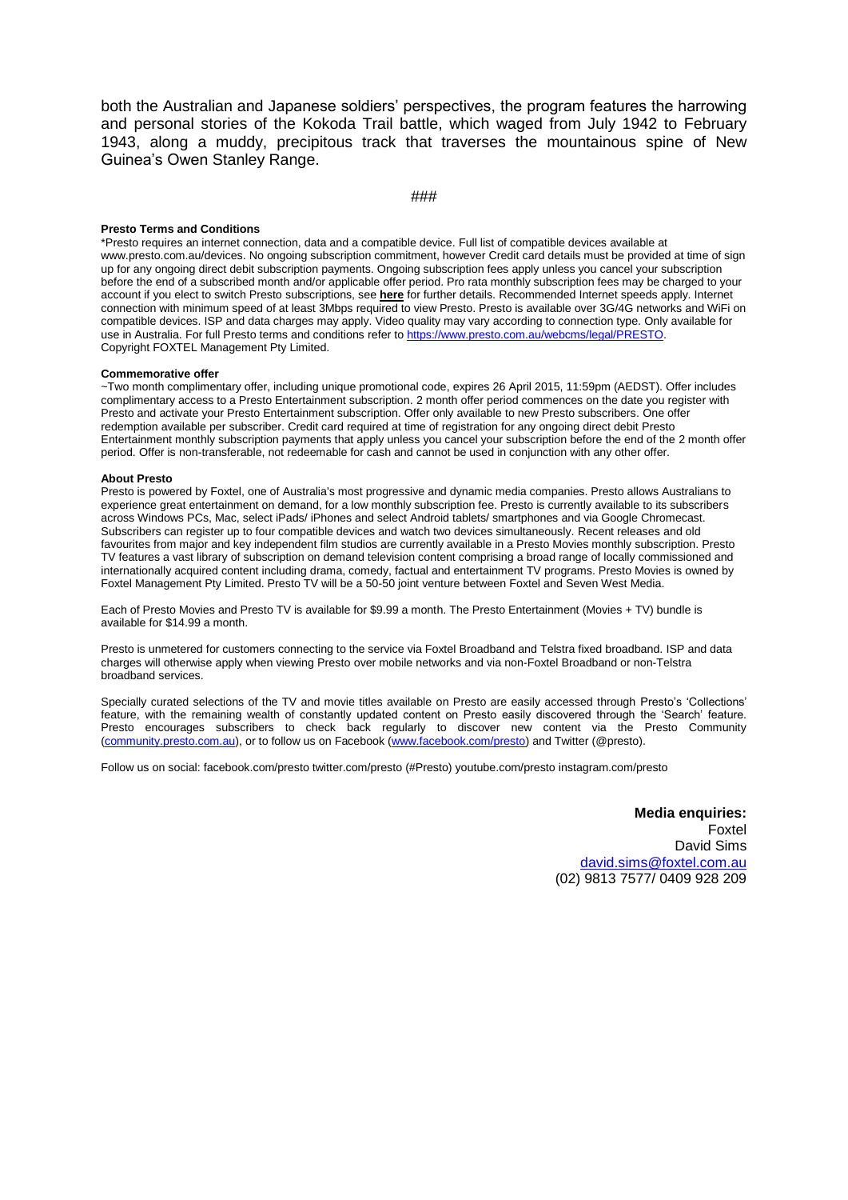both the Australian and Japanese soldiers' perspectives, the program features the harrowing and personal stories of the Kokoda Trail battle, which waged from July 1942 to February 1943, along a muddy, precipitous track that traverses the mountainous spine of New Guinea's Owen Stanley Range.

###

**Presto Terms and Conditions**

*Presto requires an internet connection, data and a compatible device. Full list of compatible devices available at www.presto.com.au/devices. No ongoing subscription commitment, however Credit card details must be provided at time of sign up for any ongoing direct debit subscription payments. Ongoing subscription fees apply unless you cancel your subscription before the end of a subscribed month and/or applicable offer period. Pro rata monthly subscription fees may be charged to your account if you elect to switch Presto subscriptions, see **here** for further details. Recommended Internet speeds apply. Internet connection with minimum speed of at least 3Mbps required to view Presto. Presto is available over 3G/4G networks and WiFi on compatible devices. ISP and data charges may apply. Video quality may vary according to connection type. Only available for use in Australia. For full Presto terms and conditions refer to https://www.presto.com.au/webcms/legal/PRESTO.
Copyright FOXTEL Management Pty Limited.

**Commemorative offer**

~Two month complimentary offer, including unique promotional code, expires 26 April 2015, 11:59pm (AEDST). Offer includes complimentary access to a Presto Entertainment subscription. 2 month offer period commences on the date you register with Presto and activate your Presto Entertainment subscription. Offer only available to new Presto subscribers. One offer redemption available per subscriber. Credit card required at time of registration for any ongoing direct debit Presto Entertainment monthly subscription payments that apply unless you cancel your subscription before the end of the 2 month offer period. Offer is non-transferable, not redeemable for cash and cannot be used in conjunction with any other offer.

**About Presto**

Presto is powered by Foxtel, one of Australia's most progressive and dynamic media companies. Presto allows Australians to experience great entertainment on demand, for a low monthly subscription fee. Presto is currently available to its subscribers across Windows PCs, Mac, select iPads/ iPhones and select Android tablets/ smartphones and via Google Chromecast. Subscribers can register up to four compatible devices and watch two devices simultaneously. Recent releases and old favourites from major and key independent film studios are currently available in a Presto Movies monthly subscription. Presto TV features a vast library of subscription on demand television content comprising a broad range of locally commissioned and internationally acquired content including drama, comedy, factual and entertainment TV programs. Presto Movies is owned by Foxtel Management Pty Limited. Presto TV will be a 50-50 joint venture between Foxtel and Seven West Media.

Each of Presto Movies and Presto TV is available for $9.99 a month. The Presto Entertainment (Movies + TV) bundle is available for $14.99 a month.

Presto is unmetered for customers connecting to the service via Foxtel Broadband and Telstra fixed broadband. ISP and data charges will otherwise apply when viewing Presto over mobile networks and via non-Foxtel Broadband or non-Telstra broadband services.

Specially curated selections of the TV and movie titles available on Presto are easily accessed through Presto's 'Collections' feature, with the remaining wealth of constantly updated content on Presto easily discovered through the 'Search' feature. Presto encourages subscribers to check back regularly to discover new content via the Presto Community (community.presto.com.au), or to follow us on Facebook (www.facebook.com/presto) and Twitter (@presto).

Follow us on social: facebook.com/presto twitter.com/presto (#Presto) youtube.com/presto instagram.com/presto

**Media enquiries:**
Foxtel
David Sims
david.sims@foxtel.com.au
(02) 9813 7577/ 0409 928 209